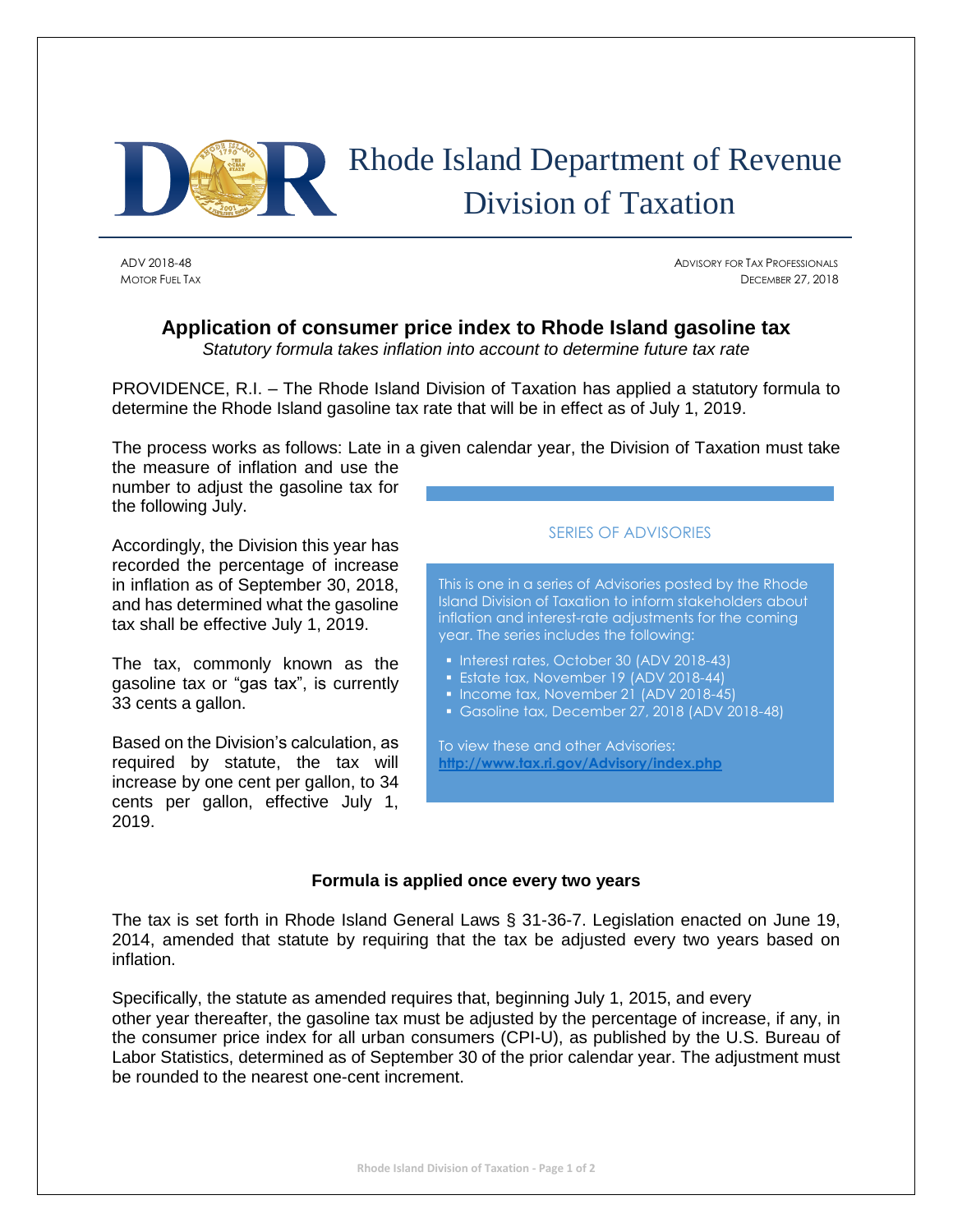# Rhode Island Department of Revenue
# Division of Taxation

ADV 2018-48
MOTOR FUEL TAX

ADVISORY FOR TAX PROFESSIONALS
DECEMBER 27, 2018

## Application of consumer price index to Rhode Island gasoline tax

*Statutory formula takes inflation into account to determine future tax rate*

PROVIDENCE, R.I. – The Rhode Island Division of Taxation has applied a statutory formula to determine the Rhode Island gasoline tax rate that will be in effect as of July 1, 2019.

The process works as follows: Late in a given calendar year, the Division of Taxation must take the measure of inflation and use the number to adjust the gasoline tax for the following July.

Accordingly, the Division this year has recorded the percentage of increase in inflation as of September 30, 2018, and has determined what the gasoline tax shall be effective July 1, 2019.

The tax, commonly known as the gasoline tax or "gas tax", is currently 33 cents a gallon.

Based on the Division's calculation, as required by statute, the tax will increase by one cent per gallon, to 34 cents per gallon, effective July 1, 2019.

> SERIES OF ADVISORIES
>
> This is one in a series of Advisories posted by the Rhode Island Division of Taxation to inform stakeholders about inflation and interest-rate adjustments for the coming year. The series includes the following:
>
> - Interest rates, October 30 (ADV 2018-43)
> - Estate tax, November 19 (ADV 2018-44)
> - Income tax, November 21 (ADV 2018-45)
> - Gasoline tax, December 27, 2018 (ADV 2018-48)
>
> To view these and other Advisories:
> http://www.tax.ri.gov/Advisory/index.php

### Formula is applied once every two years

The tax is set forth in Rhode Island General Laws § 31-36-7. Legislation enacted on June 19, 2014, amended that statute by requiring that the tax be adjusted every two years based on inflation.

Specifically, the statute as amended requires that, beginning July 1, 2015, and every other year thereafter, the gasoline tax must be adjusted by the percentage of increase, if any, in the consumer price index for all urban consumers (CPI-U), as published by the U.S. Bureau of Labor Statistics, determined as of September 30 of the prior calendar year. The adjustment must be rounded to the nearest one-cent increment.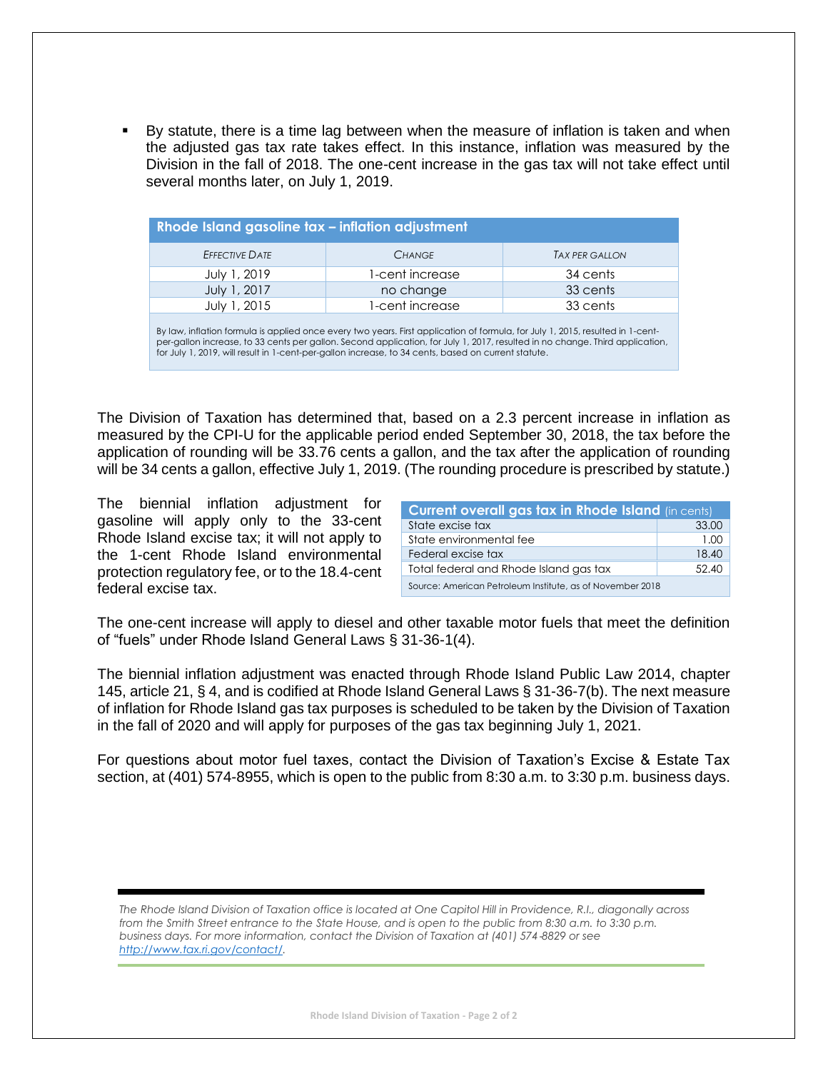- By statute, there is a time lag between when the measure of inflation is taken and when the adjusted gas tax rate takes effect. In this instance, inflation was measured by the Division in the fall of 2018. The one-cent increase in the gas tax will not take effect until several months later, on July 1, 2019.

**Rhode Island gasoline tax – inflation adjustment**

| Effective Date | Change | Tax per gallon |
|---|---|---|
| July 1, 2019 | 1-cent increase | 34 cents |
| July 1, 2017 | no change | 33 cents |
| July 1, 2015 | 1-cent increase | 33 cents |

By law, inflation formula is applied once every two years. First application of formula, for July 1, 2015, resulted in 1-cent-per-gallon increase, to 33 cents per gallon. Second application, for July 1, 2017, resulted in no change. Third application, for July 1, 2019, will result in 1-cent-per-gallon increase, to 34 cents, based on current statute.

The Division of Taxation has determined that, based on a 2.3 percent increase in inflation as measured by the CPI-U for the applicable period ended September 30, 2018, the tax before the application of rounding will be 33.76 cents a gallon, and the tax after the application of rounding will be 34 cents a gallon, effective July 1, 2019. (The rounding procedure is prescribed by statute.)

The biennial inflation adjustment for gasoline will apply only to the 33-cent Rhode Island excise tax; it will not apply to the 1-cent Rhode Island environmental protection regulatory fee, or to the 18.4-cent federal excise tax.

| Current overall gas tax in Rhode Island (in cents) | |
|---|---|
| State excise tax | 33.00 |
| State environmental fee | 1.00 |
| Federal excise tax | 18.40 |
| Total federal and Rhode Island gas tax | 52.40 |

Source: American Petroleum Institute, as of November 2018

The one-cent increase will apply to diesel and other taxable motor fuels that meet the definition of "fuels" under Rhode Island General Laws § 31-36-1(4).

The biennial inflation adjustment was enacted through Rhode Island Public Law 2014, chapter 145, article 21, § 4, and is codified at Rhode Island General Laws § 31-36-7(b). The next measure of inflation for Rhode Island gas tax purposes is scheduled to be taken by the Division of Taxation in the fall of 2020 and will apply for purposes of the gas tax beginning July 1, 2021.

For questions about motor fuel taxes, contact the Division of Taxation's Excise & Estate Tax section, at (401) 574-8955, which is open to the public from 8:30 a.m. to 3:30 p.m. business days.

*The Rhode Island Division of Taxation office is located at One Capitol Hill in Providence, R.I., diagonally across from the Smith Street entrance to the State House, and is open to the public from 8:30 a.m. to 3:30 p.m. business days. For more information, contact the Division of Taxation at (401) 574-8829 or see [http://www.tax.ri.gov/contact/](http://www.tax.ri.gov/contact/).*